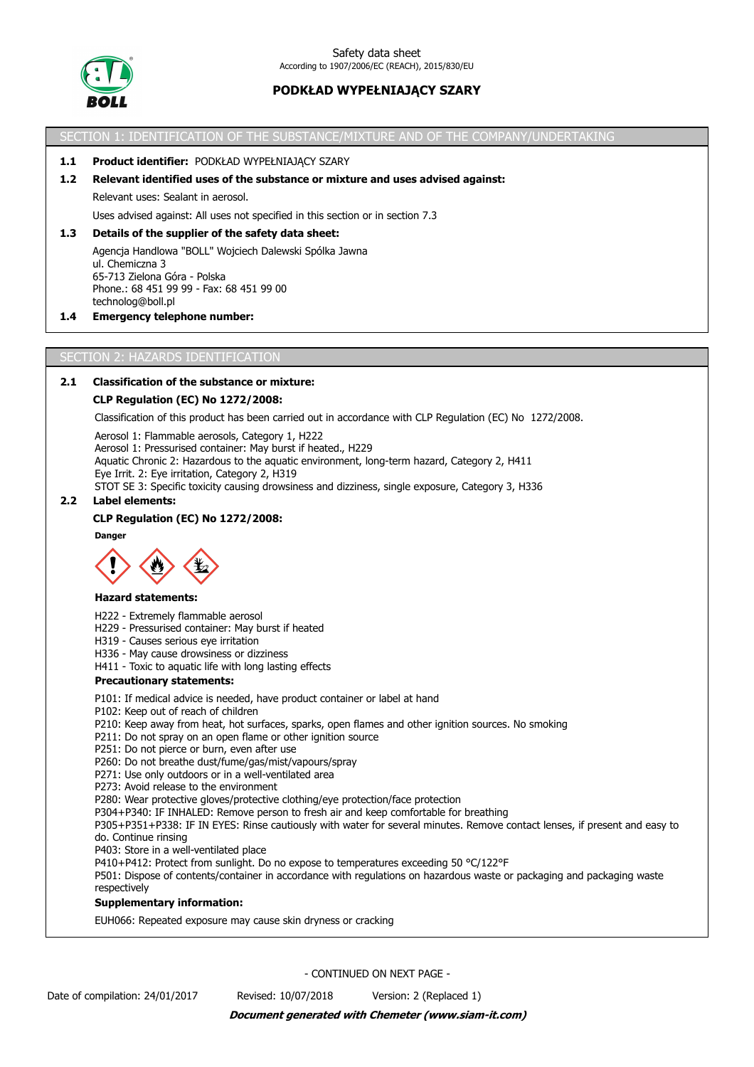Safety data sheet
According to 1907/2006/EC (REACH), 2015/830/EU

# PODKŁAD WYPEŁNIAJĄCY SZARY

## SECTION 1: IDENTIFICATION OF THE SUBSTANCE/MIXTURE AND OF THE COMPANY/UNDERTAKING

**1.1 Product identifier:** PODKŁAD WYPEŁNIAJĄCY SZARY

**1.2 Relevant identified uses of the substance or mixture and uses advised against:**

Relevant uses: Sealant in aerosol.

Uses advised against: All uses not specified in this section or in section 7.3

**1.3 Details of the supplier of the safety data sheet:**

Agencja Handlowa "BOLL" Wojciech Dalewski Spólka Jawna
ul. Chemiczna 3
65-713 Zielona Góra - Polska
Phone.: 68 451 99 99 - Fax: 68 451 99 00
technolog@boll.pl

**1.4 Emergency telephone number:**

## SECTION 2: HAZARDS IDENTIFICATION

**2.1 Classification of the substance or mixture:**

**CLP Regulation (EC) No 1272/2008:**

Classification of this product has been carried out in accordance with CLP Regulation (EC) No 1272/2008.

Aerosol 1: Flammable aerosols, Category 1, H222
Aerosol 1: Pressurised container: May burst if heated., H229
Aquatic Chronic 2: Hazardous to the aquatic environment, long-term hazard, Category 2, H411
Eye Irrit. 2: Eye irritation, Category 2, H319
STOT SE 3: Specific toxicity causing drowsiness and dizziness, single exposure, Category 3, H336

**2.2 Label elements:**

**CLP Regulation (EC) No 1272/2008:**

**Danger**

**Hazard statements:**

H222 - Extremely flammable aerosol
H229 - Pressurised container: May burst if heated
H319 - Causes serious eye irritation
H336 - May cause drowsiness or dizziness
H411 - Toxic to aquatic life with long lasting effects

**Precautionary statements:**

P101: If medical advice is needed, have product container or label at hand
P102: Keep out of reach of children
P210: Keep away from heat, hot surfaces, sparks, open flames and other ignition sources. No smoking
P211: Do not spray on an open flame or other ignition source
P251: Do not pierce or burn, even after use
P260: Do not breathe dust/fume/gas/mist/vapours/spray
P271: Use only outdoors or in a well-ventilated area
P273: Avoid release to the environment
P280: Wear protective gloves/protective clothing/eye protection/face protection
P304+P340: IF INHALED: Remove person to fresh air and keep comfortable for breathing
P305+P351+P338: IF IN EYES: Rinse cautiously with water for several minutes. Remove contact lenses, if present and easy to do. Continue rinsing
P403: Store in a well-ventilated place
P410+P412: Protect from sunlight. Do no expose to temperatures exceeding 50 °C/122°F
P501: Dispose of contents/container in accordance with regulations on hazardous waste or packaging and packaging waste respectively

**Supplementary information:**

EUH066: Repeated exposure may cause skin dryness or cracking

- CONTINUED ON NEXT PAGE -

Date of compilation: 24/01/2017 Revised: 10/07/2018 Version: 2 (Replaced 1)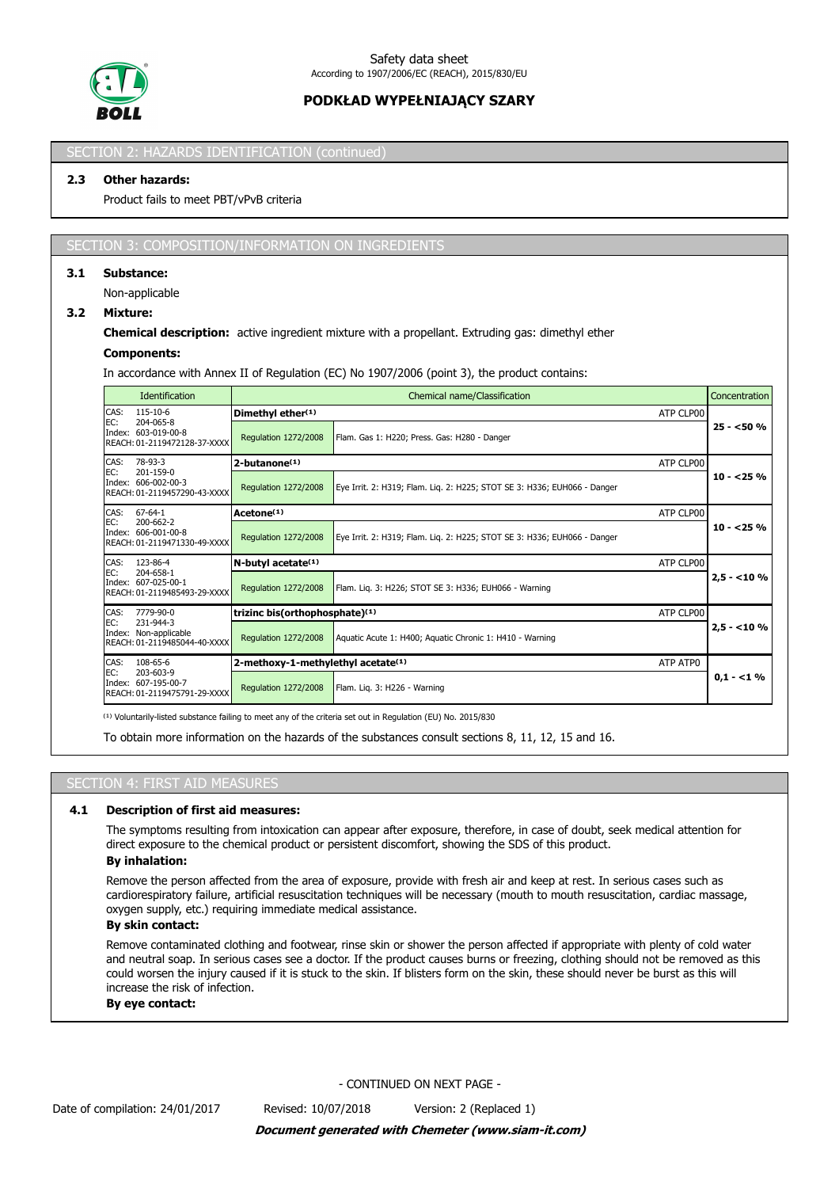## SECTION 2: HAZARDS IDENTIFICATION (continued)

### 2.3 Other hazards:

Product fails to meet PBT/vPvB criteria

## SECTION 3: COMPOSITION/INFORMATION ON INGREDIENTS

### 3.1 Substance:

Non-applicable

### 3.2 Mixture:

**Chemical description:** active ingredient mixture with a propellant. Extruding gas: dimethyl ether

**Components:**

In accordance with Annex II of Regulation (EC) No 1907/2006 (point 3), the product contains:

| Identification | Chemical name/Classification | | Concentration |
|---|---|---|---|
| CAS: 115-10-6<br>EC: 204-065-8<br>Index: 603-019-00-8<br>REACH: 01-2119472128-37-XXXX | **Dimethyl ether(1)** | ATP CLP00 | **25 - <50 %** |
| | Regulation 1272/2008 | Flam. Gas 1: H220; Press. Gas: H280 - Danger | |
| CAS: 78-93-3<br>EC: 201-159-0<br>Index: 606-002-00-3<br>REACH: 01-2119457290-43-XXXX | **2-butanone(1)** | ATP CLP00 | **10 - <25 %** |
| | Regulation 1272/2008 | Eye Irrit. 2: H319; Flam. Liq. 2: H225; STOT SE 3: H336; EUH066 - Danger | |
| CAS: 67-64-1<br>EC: 200-662-2<br>Index: 606-001-00-8<br>REACH: 01-2119471330-49-XXXX | **Acetone(1)** | ATP CLP00 | **10 - <25 %** |
| | Regulation 1272/2008 | Eye Irrit. 2: H319; Flam. Liq. 2: H225; STOT SE 3: H336; EUH066 - Danger | |
| CAS: 123-86-4<br>EC: 204-658-1<br>Index: 607-025-00-1<br>REACH: 01-2119485493-29-XXXX | **N-butyl acetate(1)** | ATP CLP00 | **2,5 - <10 %** |
| | Regulation 1272/2008 | Flam. Liq. 3: H226; STOT SE 3: H336; EUH066 - Warning | |
| CAS: 7779-90-0<br>EC: 231-944-3<br>Index: Non-applicable<br>REACH: 01-2119485044-40-XXXX | **trizinc bis(orthophosphate)(1)** | ATP CLP00 | **2,5 - <10 %** |
| | Regulation 1272/2008 | Aquatic Acute 1: H400; Aquatic Chronic 1: H410 - Warning | |
| CAS: 108-65-6<br>EC: 203-603-9<br>Index: 607-195-00-7<br>REACH: 01-2119475791-29-XXXX | **2-methoxy-1-methylethyl acetate(1)** | ATP ATP0 | **0,1 - <1 %** |
| | Regulation 1272/2008 | Flam. Liq. 3: H226 - Warning | |

(1) Voluntarily-listed substance failing to meet any of the criteria set out in Regulation (EU) No. 2015/830

To obtain more information on the hazards of the substances consult sections 8, 11, 12, 15 and 16.

## SECTION 4: FIRST AID MEASURES

### 4.1 Description of first aid measures:

The symptoms resulting from intoxication can appear after exposure, therefore, in case of doubt, seek medical attention for direct exposure to the chemical product or persistent discomfort, showing the SDS of this product.

**By inhalation:**

Remove the person affected from the area of exposure, provide with fresh air and keep at rest. In serious cases such as cardiorespiratory failure, artificial resuscitation techniques will be necessary (mouth to mouth resuscitation, cardiac massage, oxygen supply, etc.) requiring immediate medical assistance.

**By skin contact:**

Remove contaminated clothing and footwear, rinse skin or shower the person affected if appropriate with plenty of cold water and neutral soap. In serious cases see a doctor. If the product causes burns or freezing, clothing should not be removed as this could worsen the injury caused if it is stuck to the skin. If blisters form on the skin, these should never be burst as this will increase the risk of infection.

**By eye contact:**

- CONTINUED ON NEXT PAGE -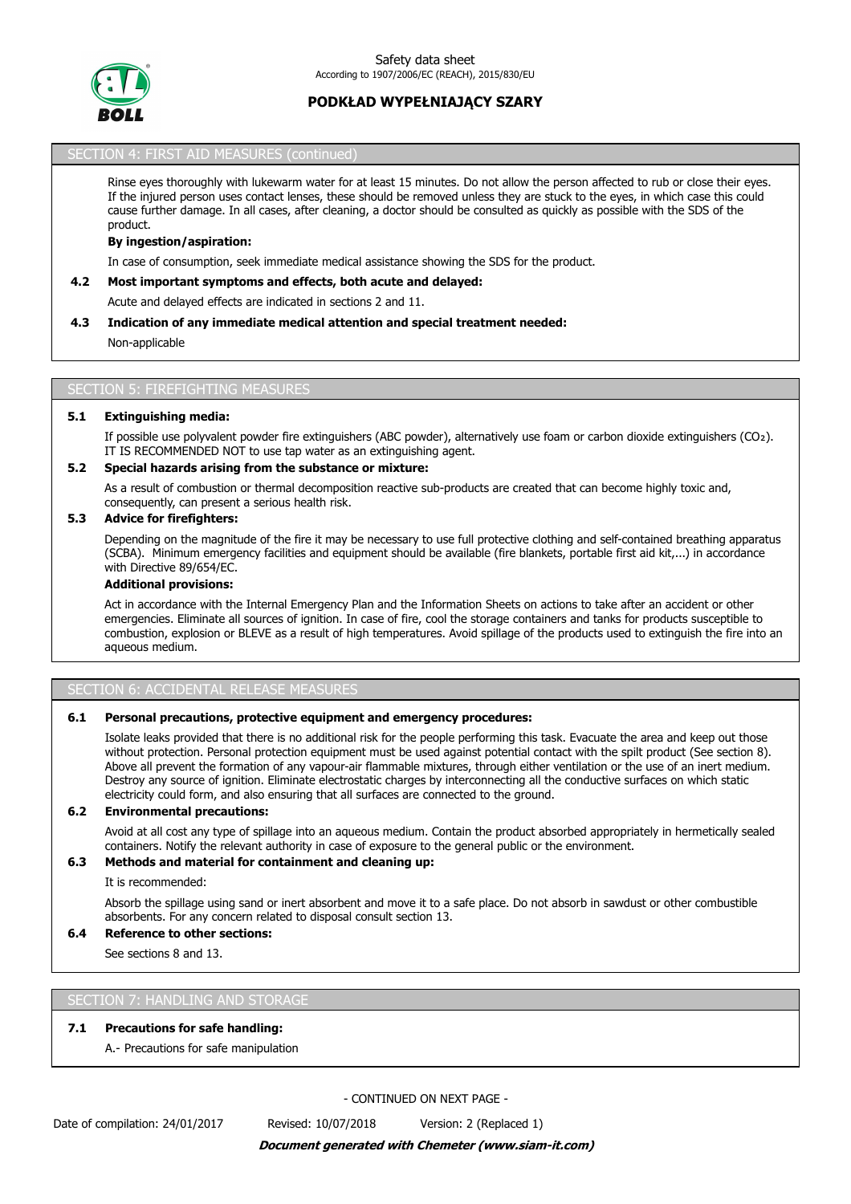## SECTION 4: FIRST AID MEASURES (continued)

Rinse eyes thoroughly with lukewarm water for at least 15 minutes. Do not allow the person affected to rub or close their eyes. If the injured person uses contact lenses, these should be removed unless they are stuck to the eyes, in which case this could cause further damage. In all cases, after cleaning, a doctor should be consulted as quickly as possible with the SDS of the product.

**By ingestion/aspiration:**

In case of consumption, seek immediate medical assistance showing the SDS for the product.

**4.2 Most important symptoms and effects, both acute and delayed:**

Acute and delayed effects are indicated in sections 2 and 11.

**4.3 Indication of any immediate medical attention and special treatment needed:**

Non-applicable

## SECTION 5: FIREFIGHTING MEASURES

**5.1 Extinguishing media:**

If possible use polyvalent powder fire extinguishers (ABC powder), alternatively use foam or carbon dioxide extinguishers ($CO_2$). IT IS RECOMMENDED NOT to use tap water as an extinguishing agent.

**5.2 Special hazards arising from the substance or mixture:**

As a result of combustion or thermal decomposition reactive sub-products are created that can become highly toxic and, consequently, can present a serious health risk.

**5.3 Advice for firefighters:**

Depending on the magnitude of the fire it may be necessary to use full protective clothing and self-contained breathing apparatus (SCBA). Minimum emergency facilities and equipment should be available (fire blankets, portable first aid kit,...) in accordance with Directive 89/654/EC.

**Additional provisions:**

Act in accordance with the Internal Emergency Plan and the Information Sheets on actions to take after an accident or other emergencies. Eliminate all sources of ignition. In case of fire, cool the storage containers and tanks for products susceptible to combustion, explosion or BLEVE as a result of high temperatures. Avoid spillage of the products used to extinguish the fire into an aqueous medium.

## SECTION 6: ACCIDENTAL RELEASE MEASURES

**6.1 Personal precautions, protective equipment and emergency procedures:**

Isolate leaks provided that there is no additional risk for the people performing this task. Evacuate the area and keep out those without protection. Personal protection equipment must be used against potential contact with the spilt product (See section 8). Above all prevent the formation of any vapour-air flammable mixtures, through either ventilation or the use of an inert medium. Destroy any source of ignition. Eliminate electrostatic charges by interconnecting all the conductive surfaces on which static electricity could form, and also ensuring that all surfaces are connected to the ground.

**6.2 Environmental precautions:**

Avoid at all cost any type of spillage into an aqueous medium. Contain the product absorbed appropriately in hermetically sealed containers. Notify the relevant authority in case of exposure to the general public or the environment.

**6.3 Methods and material for containment and cleaning up:**

It is recommended:

Absorb the spillage using sand or inert absorbent and move it to a safe place. Do not absorb in sawdust or other combustible absorbents. For any concern related to disposal consult section 13.

**6.4 Reference to other sections:**

See sections 8 and 13.

## SECTION 7: HANDLING AND STORAGE

**7.1 Precautions for safe handling:**

A.- Precautions for safe manipulation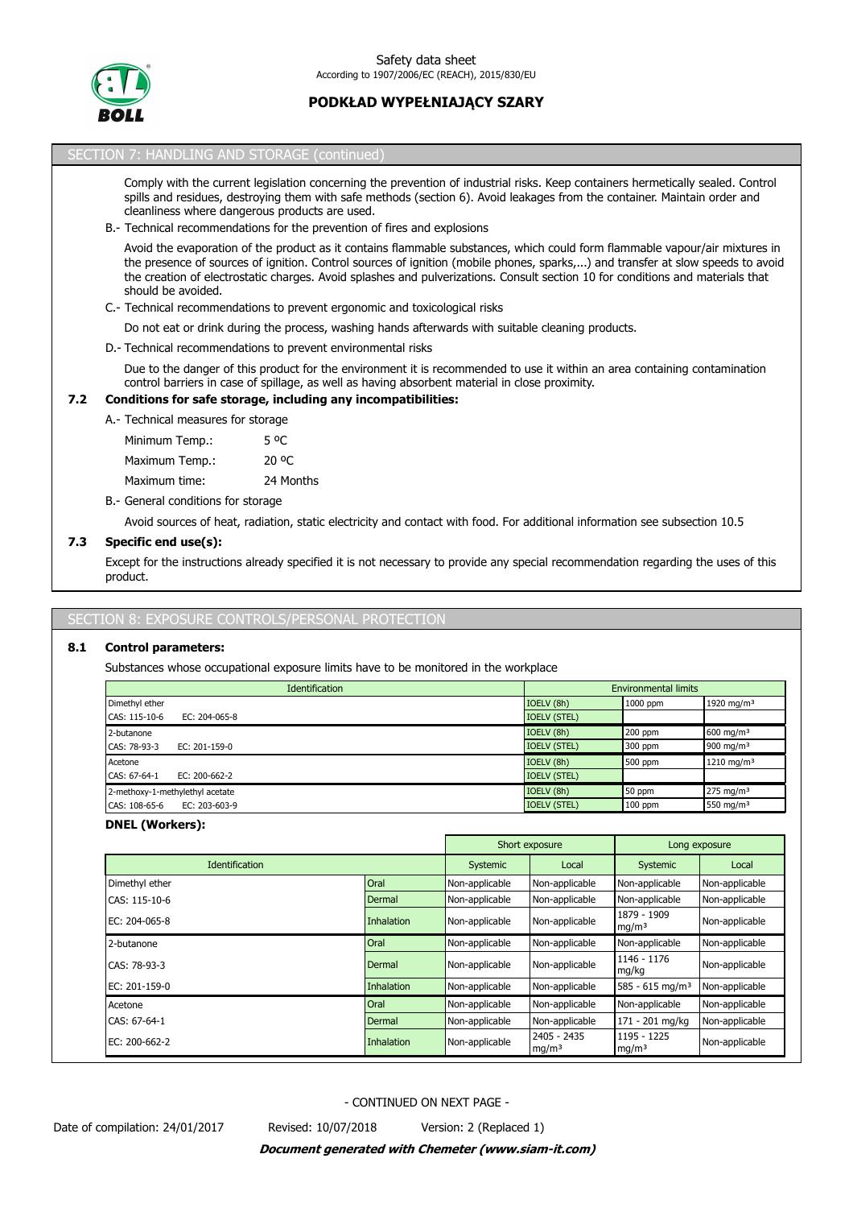## SECTION 7: HANDLING AND STORAGE (continued)

Comply with the current legislation concerning the prevention of industrial risks. Keep containers hermetically sealed. Control spills and residues, destroying them with safe methods (section 6). Avoid leakages from the container. Maintain order and cleanliness where dangerous products are used.

B.- Technical recommendations for the prevention of fires and explosions

Avoid the evaporation of the product as it contains flammable substances, which could form flammable vapour/air mixtures in the presence of sources of ignition. Control sources of ignition (mobile phones, sparks,...) and transfer at slow speeds to avoid the creation of electrostatic charges. Avoid splashes and pulverizations. Consult section 10 for conditions and materials that should be avoided.

C.- Technical recommendations to prevent ergonomic and toxicological risks

Do not eat or drink during the process, washing hands afterwards with suitable cleaning products.

D.- Technical recommendations to prevent environmental risks

Due to the danger of this product for the environment it is recommended to use it within an area containing contamination control barriers in case of spillage, as well as having absorbent material in close proximity.

### 7.2 Conditions for safe storage, including any incompatibilities:

A.- Technical measures for storage

| | |
|---|---|
| Minimum Temp.: | 5 ºC |
| Maximum Temp.: | 20 ºC |
| Maximum time: | 24 Months |

B.- General conditions for storage

Avoid sources of heat, radiation, static electricity and contact with food. For additional information see subsection 10.5

### 7.3 Specific end use(s):

Except for the instructions already specified it is not necessary to provide any special recommendation regarding the uses of this product.

## SECTION 8: EXPOSURE CONTROLS/PERSONAL PROTECTION

### 8.1 Control parameters:

Substances whose occupational exposure limits have to be monitored in the workplace

| Identification | Environmental limits | | |
|---|---|---|---|
| Dimethyl ether | IOELV (8h) | 1000 ppm | 1920 mg/m³ |
| CAS: 115-10-6 EC: 204-065-8 | IOELV (STEL) | | |
| 2-butanone | IOELV (8h) | 200 ppm | 600 mg/m³ |
| CAS: 78-93-3 EC: 201-159-0 | IOELV (STEL) | 300 ppm | 900 mg/m³ |
| Acetone | IOELV (8h) | 500 ppm | 1210 mg/m³ |
| CAS: 67-64-1 EC: 200-662-2 | IOELV (STEL) | | |
| 2-methoxy-1-methylethyl acetate | IOELV (8h) | 50 ppm | 275 mg/m³ |
| CAS: 108-65-6 EC: 203-603-9 | IOELV (STEL) | 100 ppm | 550 mg/m³ |

**DNEL (Workers):**

| | | Short exposure | | Long exposure | |
|---|---|---|---|---|---|
| Identification | | Systemic | Local | Systemic | Local |
| Dimethyl ether | Oral | Non-applicable | Non-applicable | Non-applicable | Non-applicable |
| CAS: 115-10-6 | Dermal | Non-applicable | Non-applicable | Non-applicable | Non-applicable |
| EC: 204-065-8 | Inhalation | Non-applicable | Non-applicable | 1879 - 1909 mg/m³ | Non-applicable |
| 2-butanone | Oral | Non-applicable | Non-applicable | Non-applicable | Non-applicable |
| CAS: 78-93-3 | Dermal | Non-applicable | Non-applicable | 1146 - 1176 mg/kg | Non-applicable |
| EC: 201-159-0 | Inhalation | Non-applicable | Non-applicable | 585 - 615 mg/m³ | Non-applicable |
| Acetone | Oral | Non-applicable | Non-applicable | Non-applicable | Non-applicable |
| CAS: 67-64-1 | Dermal | Non-applicable | Non-applicable | 171 - 201 mg/kg | Non-applicable |
| EC: 200-662-2 | Inhalation | Non-applicable | 2405 - 2435 mg/m³ | 1195 - 1225 mg/m³ | Non-applicable |

- CONTINUED ON NEXT PAGE -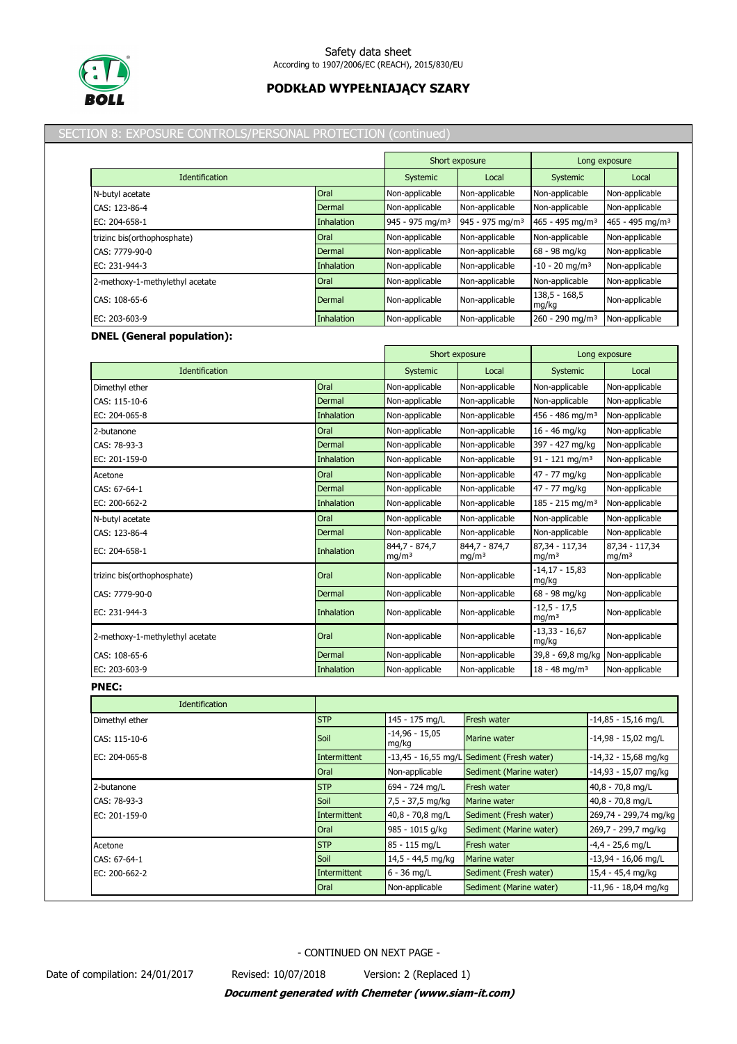## SECTION 8: EXPOSURE CONTROLS/PERSONAL PROTECTION (continued)

| Identification | | Short exposure | | Long exposure | |
|---|---|---|---|---|---|
| | | Systemic | Local | Systemic | Local |
| N-butyl acetate | Oral | Non-applicable | Non-applicable | Non-applicable | Non-applicable |
| CAS: 123-86-4 | Dermal | Non-applicable | Non-applicable | Non-applicable | Non-applicable |
| EC: 204-658-1 | Inhalation | 945 - 975 mg/m³ | 945 - 975 mg/m³ | 465 - 495 mg/m³ | 465 - 495 mg/m³ |
| trizinc bis(orthophosphate) | Oral | Non-applicable | Non-applicable | Non-applicable | Non-applicable |
| CAS: 7779-90-0 | Dermal | Non-applicable | Non-applicable | 68 - 98 mg/kg | Non-applicable |
| EC: 231-944-3 | Inhalation | Non-applicable | Non-applicable | -10 - 20 mg/m³ | Non-applicable |
| 2-methoxy-1-methylethyl acetate | Oral | Non-applicable | Non-applicable | Non-applicable | Non-applicable |
| CAS: 108-65-6 | Dermal | Non-applicable | Non-applicable | 138,5 - 168,5 mg/kg | Non-applicable |
| EC: 203-603-9 | Inhalation | Non-applicable | Non-applicable | 260 - 290 mg/m³ | Non-applicable |

**DNEL (General population):**

| Identification | | Short exposure | | Long exposure | |
|---|---|---|---|---|---|
| | | Systemic | Local | Systemic | Local |
| Dimethyl ether | Oral | Non-applicable | Non-applicable | Non-applicable | Non-applicable |
| CAS: 115-10-6 | Dermal | Non-applicable | Non-applicable | Non-applicable | Non-applicable |
| EC: 204-065-8 | Inhalation | Non-applicable | Non-applicable | 456 - 486 mg/m³ | Non-applicable |
| 2-butanone | Oral | Non-applicable | Non-applicable | 16 - 46 mg/kg | Non-applicable |
| CAS: 78-93-3 | Dermal | Non-applicable | Non-applicable | 397 - 427 mg/kg | Non-applicable |
| EC: 201-159-0 | Inhalation | Non-applicable | Non-applicable | 91 - 121 mg/m³ | Non-applicable |
| Acetone | Oral | Non-applicable | Non-applicable | 47 - 77 mg/kg | Non-applicable |
| CAS: 67-64-1 | Dermal | Non-applicable | Non-applicable | 47 - 77 mg/kg | Non-applicable |
| EC: 200-662-2 | Inhalation | Non-applicable | Non-applicable | 185 - 215 mg/m³ | Non-applicable |
| N-butyl acetate | Oral | Non-applicable | Non-applicable | Non-applicable | Non-applicable |
| CAS: 123-86-4 | Dermal | Non-applicable | Non-applicable | Non-applicable | Non-applicable |
| EC: 204-658-1 | Inhalation | 844,7 - 874,7 mg/m³ | 844,7 - 874,7 mg/m³ | 87,34 - 117,34 mg/m³ | 87,34 - 117,34 mg/m³ |
| trizinc bis(orthophosphate) | Oral | Non-applicable | Non-applicable | -14,17 - 15,83 mg/kg | Non-applicable |
| CAS: 7779-90-0 | Dermal | Non-applicable | Non-applicable | 68 - 98 mg/kg | Non-applicable |
| EC: 231-944-3 | Inhalation | Non-applicable | Non-applicable | -12,5 - 17,5 mg/m³ | Non-applicable |
| 2-methoxy-1-methylethyl acetate | Oral | Non-applicable | Non-applicable | -13,33 - 16,67 mg/kg | Non-applicable |
| CAS: 108-65-6 | Dermal | Non-applicable | Non-applicable | 39,8 - 69,8 mg/kg | Non-applicable |
| EC: 203-603-9 | Inhalation | Non-applicable | Non-applicable | 18 - 48 mg/m³ | Non-applicable |

**PNEC:**

| Identification | | | | |
|---|---|---|---|---|
| Dimethyl ether | STP | 145 - 175 mg/L | Fresh water | -14,85 - 15,16 mg/L |
| CAS: 115-10-6 | Soil | -14,96 - 15,05 mg/kg | Marine water | -14,98 - 15,02 mg/L |
| EC: 204-065-8 | Intermittent | -13,45 - 16,55 mg/L | Sediment (Fresh water) | -14,32 - 15,68 mg/kg |
| | Oral | Non-applicable | Sediment (Marine water) | -14,93 - 15,07 mg/kg |
| 2-butanone | STP | 694 - 724 mg/L | Fresh water | 40,8 - 70,8 mg/L |
| CAS: 78-93-3 | Soil | 7,5 - 37,5 mg/kg | Marine water | 40,8 - 70,8 mg/L |
| EC: 201-159-0 | Intermittent | 40,8 - 70,8 mg/L | Sediment (Fresh water) | 269,74 - 299,74 mg/kg |
| | Oral | 985 - 1015 g/kg | Sediment (Marine water) | 269,7 - 299,7 mg/kg |
| Acetone | STP | 85 - 115 mg/L | Fresh water | -4,4 - 25,6 mg/L |
| CAS: 67-64-1 | Soil | 14,5 - 44,5 mg/kg | Marine water | -13,94 - 16,06 mg/L |
| EC: 200-662-2 | Intermittent | 6 - 36 mg/L | Sediment (Fresh water) | 15,4 - 45,4 mg/kg |
| | Oral | Non-applicable | Sediment (Marine water) | -11,96 - 18,04 mg/kg |

- CONTINUED ON NEXT PAGE -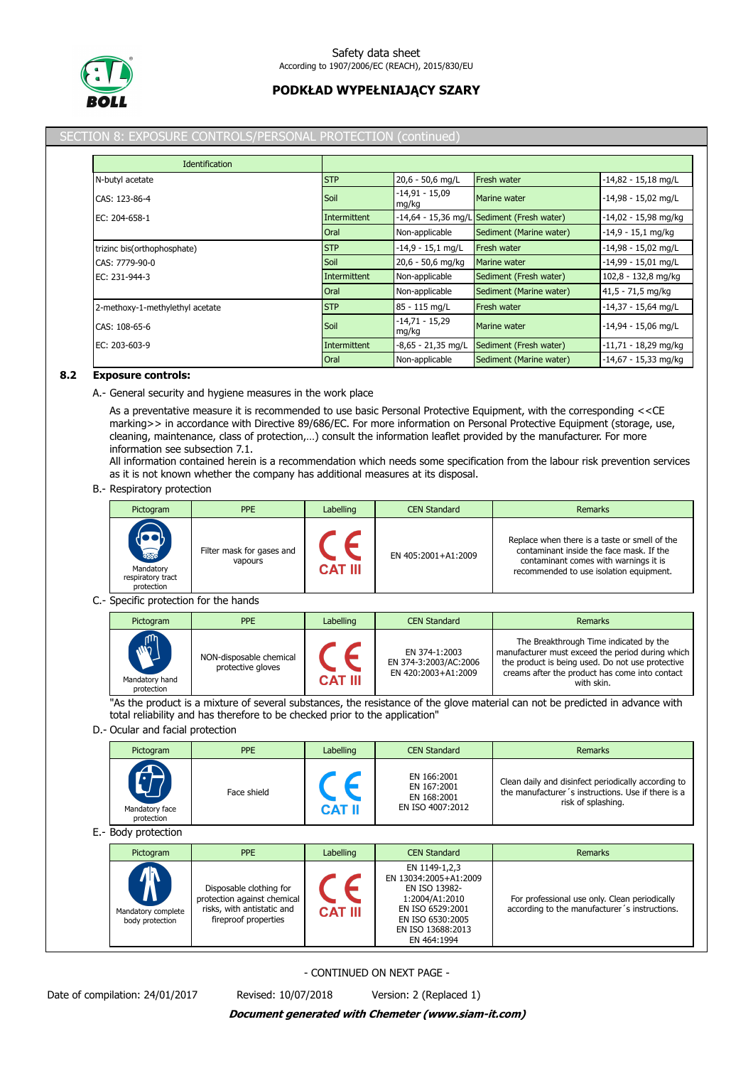## SECTION 8: EXPOSURE CONTROLS/PERSONAL PROTECTION (continued)

| Identification | | | | |
|---|---|---|---|---|
| N-butyl acetate | STP | 20,6 - 50,6 mg/L | Fresh water | -14,82 - 15,18 mg/L |
| CAS: 123-86-4 | Soil | -14,91 - 15,09 mg/kg | Marine water | -14,98 - 15,02 mg/L |
| EC: 204-658-1 | Intermittent | -14,64 - 15,36 mg/L | Sediment (Fresh water) | -14,02 - 15,98 mg/kg |
| | Oral | Non-applicable | Sediment (Marine water) | -14,9 - 15,1 mg/kg |
| trizinc bis(orthophosphate) | STP | -14,9 - 15,1 mg/L | Fresh water | -14,98 - 15,02 mg/L |
| CAS: 7779-90-0 | Soil | 20,6 - 50,6 mg/kg | Marine water | -14,99 - 15,01 mg/L |
| EC: 231-944-3 | Intermittent | Non-applicable | Sediment (Fresh water) | 102,8 - 132,8 mg/kg |
| | Oral | Non-applicable | Sediment (Marine water) | 41,5 - 71,5 mg/kg |
| 2-methoxy-1-methylethyl acetate | STP | 85 - 115 mg/L | Fresh water | -14,37 - 15,64 mg/L |
| CAS: 108-65-6 | Soil | -14,71 - 15,29 mg/kg | Marine water | -14,94 - 15,06 mg/L |
| EC: 203-603-9 | Intermittent | -8,65 - 21,35 mg/L | Sediment (Fresh water) | -11,71 - 18,29 mg/kg |
| | Oral | Non-applicable | Sediment (Marine water) | -14,67 - 15,33 mg/kg |

### 8.2 Exposure controls:

A.- General security and hygiene measures in the work place

As a preventative measure it is recommended to use basic Personal Protective Equipment, with the corresponding <<CE marking>> in accordance with Directive 89/686/EC. For more information on Personal Protective Equipment (storage, use, cleaning, maintenance, class of protection,…) consult the information leaflet provided by the manufacturer. For more information see subsection 7.1.
All information contained herein is a recommendation which needs some specification from the labour risk prevention services as it is not known whether the company has additional measures at its disposal.

B.- Respiratory protection

| Pictogram | PPE | Labelling | CEN Standard | Remarks |
|---|---|---|---|---|
| Mandatory respiratory tract protection | Filter mask for gases and vapours | CE CAT III | EN 405:2001+A1:2009 | Replace when there is a taste or smell of the contaminant inside the face mask. If the contaminant comes with warnings it is recommended to use isolation equipment. |

C.- Specific protection for the hands

| Pictogram | PPE | Labelling | CEN Standard | Remarks |
|---|---|---|---|---|
| Mandatory hand protection | NON-disposable chemical protective gloves | CE CAT III | EN 374-1:2003<br>EN 374-3:2003/AC:2006<br>EN 420:2003+A1:2009 | The Breakthrough Time indicated by the manufacturer must exceed the period during which the product is being used. Do not use protective creams after the product has come into contact with skin. |

"As the product is a mixture of several substances, the resistance of the glove material can not be predicted in advance with total reliability and has therefore to be checked prior to the application"

D.- Ocular and facial protection

| Pictogram | PPE | Labelling | CEN Standard | Remarks |
|---|---|---|---|---|
| Mandatory face protection | Face shield | CE CAT II | EN 166:2001<br>EN 167:2001<br>EN 168:2001<br>EN ISO 4007:2012 | Clean daily and disinfect periodically according to the manufacturer´s instructions. Use if there is a risk of splashing. |

E.- Body protection

| Pictogram | PPE | Labelling | CEN Standard | Remarks |
|---|---|---|---|---|
| Mandatory complete body protection | Disposable clothing for protection against chemical risks, with antistatic and fireproof properties | CE CAT III | EN 1149-1,2,3<br>EN 13034:2005+A1:2009<br>EN ISO 13982-1:2004/A1:2010<br>EN ISO 6529:2001<br>EN ISO 6530:2005<br>EN ISO 13688:2013<br>EN 464:1994 | For professional use only. Clean periodically according to the manufacturer´s instructions. |

- CONTINUED ON NEXT PAGE -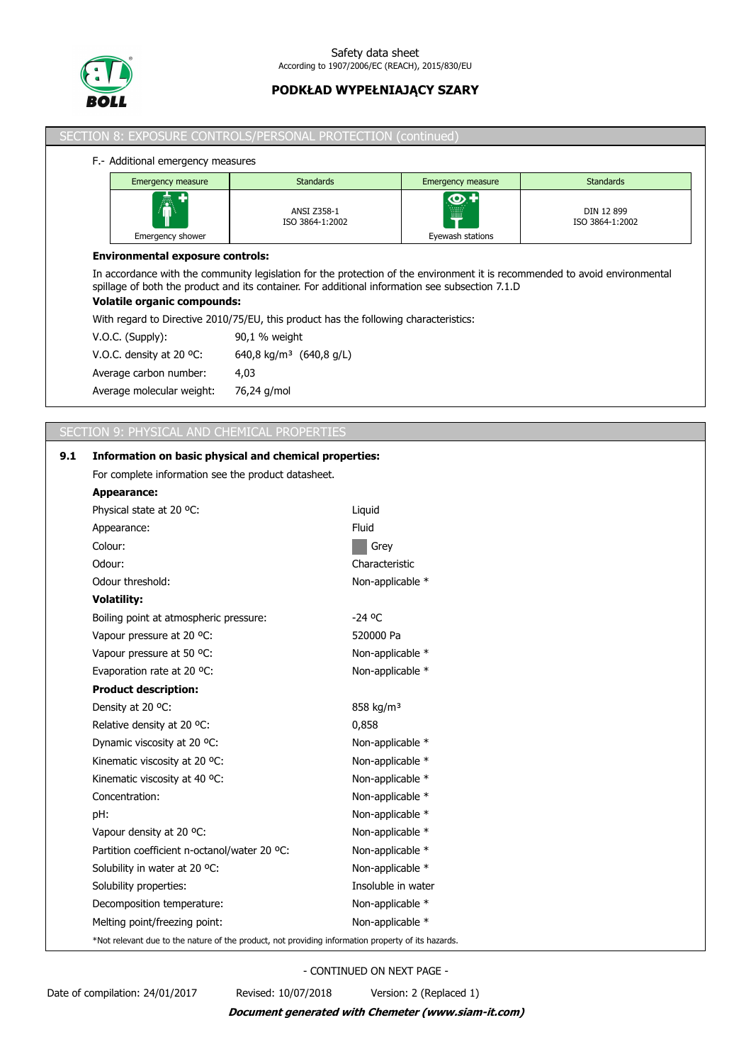## SECTION 8: EXPOSURE CONTROLS/PERSONAL PROTECTION (continued)

F.- Additional emergency measures

| Emergency measure | Standards | Emergency measure | Standards |
|---|---|---|---|
| Emergency shower | ANSI Z358-1 ISO 3864-1:2002 | Eyewash stations | DIN 12 899 ISO 3864-1:2002 |

**Environmental exposure controls:**

In accordance with the community legislation for the protection of the environment it is recommended to avoid environmental spillage of both the product and its container. For additional information see subsection 7.1.D

**Volatile organic compounds:**

With regard to Directive 2010/75/EU, this product has the following characteristics:

| | |
|---|---|
| V.O.C. (Supply): | 90,1 % weight |
| V.O.C. density at 20 ºC: | 640,8 kg/m³ (640,8 g/L) |
| Average carbon number: | 4,03 |
| Average molecular weight: | 76,24 g/mol |

## SECTION 9: PHYSICAL AND CHEMICAL PROPERTIES

### 9.1 Information on basic physical and chemical properties:

For complete information see the product datasheet.

**Appearance:**

| | |
|---|---|
| Physical state at 20 ºC: | Liquid |
| Appearance: | Fluid |
| Colour: | Grey |
| Odour: | Characteristic |
| Odour threshold: | Non-applicable * |

**Volatility:**

| | |
|---|---|
| Boiling point at atmospheric pressure: | -24 ºC |
| Vapour pressure at 20 ºC: | 520000 Pa |
| Vapour pressure at 50 ºC: | Non-applicable * |
| Evaporation rate at 20 ºC: | Non-applicable * |

**Product description:**

| | |
|---|---|
| Density at 20 ºC: | 858 kg/m³ |
| Relative density at 20 ºC: | 0,858 |
| Dynamic viscosity at 20 ºC: | Non-applicable * |
| Kinematic viscosity at 20 ºC: | Non-applicable * |
| Kinematic viscosity at 40 ºC: | Non-applicable * |
| Concentration: | Non-applicable * |
| pH: | Non-applicable * |
| Vapour density at 20 ºC: | Non-applicable * |
| Partition coefficient n-octanol/water 20 ºC: | Non-applicable * |
| Solubility in water at 20 ºC: | Non-applicable * |
| Solubility properties: | Insoluble in water |
| Decomposition temperature: | Non-applicable * |
| Melting point/freezing point: | Non-applicable * |

*Not relevant due to the nature of the product, not providing information property of its hazards.

- CONTINUED ON NEXT PAGE -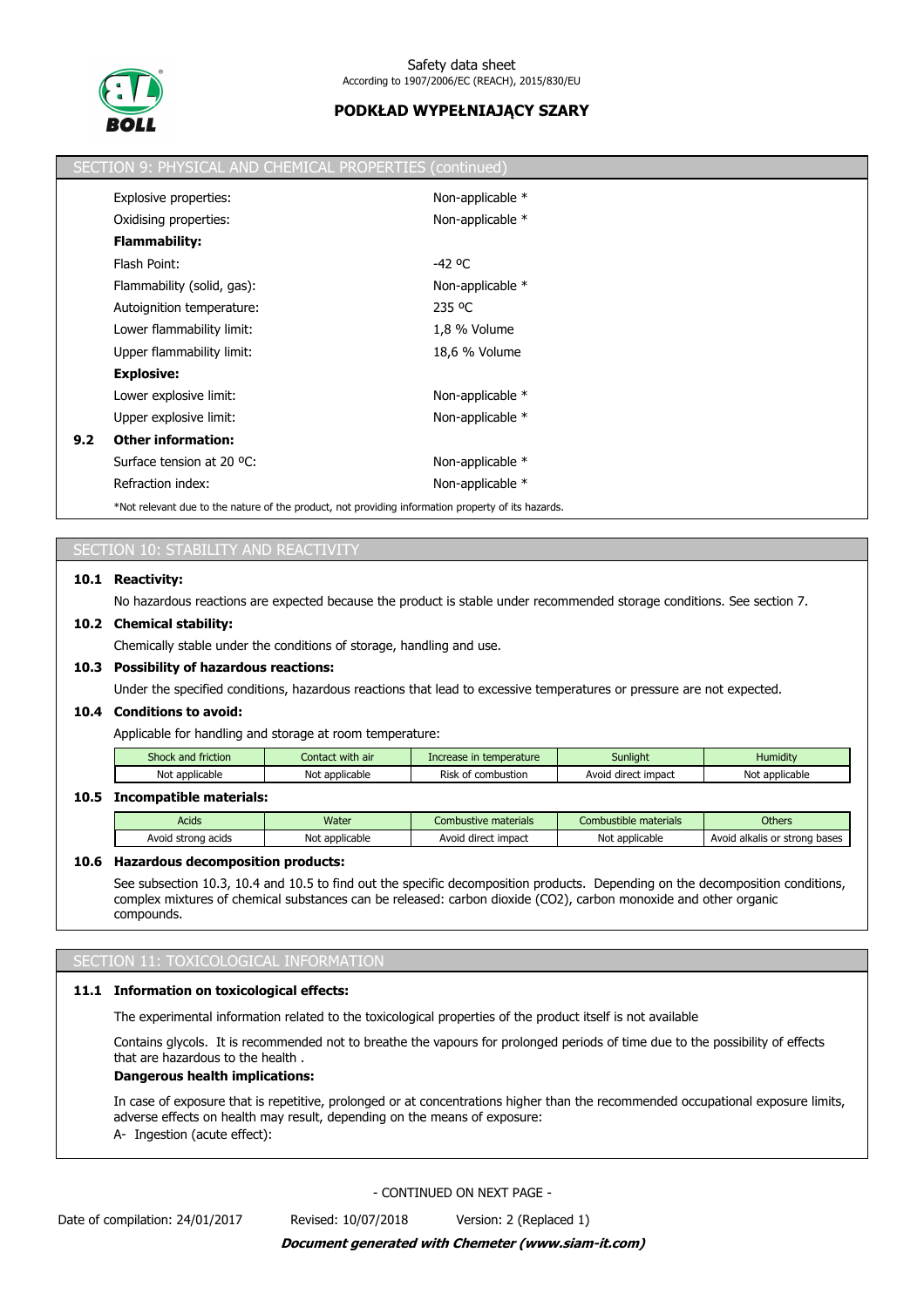## SECTION 9: PHYSICAL AND CHEMICAL PROPERTIES (continued)

Explosive properties: Non-applicable *

Oxidising properties: Non-applicable *

**Flammability:**

Flash Point: -42 ºC

Flammability (solid, gas): Non-applicable *

Autoignition temperature: 235 ºC

Lower flammability limit: 1,8 % Volume

Upper flammability limit: 18,6 % Volume

**Explosive:**

Lower explosive limit: Non-applicable *

Upper explosive limit: Non-applicable *

**9.2 Other information:**

Surface tension at 20 ºC: Non-applicable *

Refraction index: Non-applicable *

*Not relevant due to the nature of the product, not providing information property of its hazards.

## SECTION 10: STABILITY AND REACTIVITY

**10.1 Reactivity:**

No hazardous reactions are expected because the product is stable under recommended storage conditions. See section 7.

**10.2 Chemical stability:**

Chemically stable under the conditions of storage, handling and use.

**10.3 Possibility of hazardous reactions:**

Under the specified conditions, hazardous reactions that lead to excessive temperatures or pressure are not expected.

**10.4 Conditions to avoid:**

Applicable for handling and storage at room temperature:

| Shock and friction | Contact with air | Increase in temperature | Sunlight | Humidity |
|---|---|---|---|---|
| Not applicable | Not applicable | Risk of combustion | Avoid direct impact | Not applicable |

**10.5 Incompatible materials:**

| Acids | Water | Combustive materials | Combustible materials | Others |
|---|---|---|---|---|
| Avoid strong acids | Not applicable | Avoid direct impact | Not applicable | Avoid alkalis or strong bases |

**10.6 Hazardous decomposition products:**

See subsection 10.3, 10.4 and 10.5 to find out the specific decomposition products. Depending on the decomposition conditions, complex mixtures of chemical substances can be released: carbon dioxide ($CO_2$), carbon monoxide and other organic compounds.

## SECTION 11: TOXICOLOGICAL INFORMATION

**11.1 Information on toxicological effects:**

The experimental information related to the toxicological properties of the product itself is not available

Contains glycols. It is recommended not to breathe the vapours for prolonged periods of time due to the possibility of effects that are hazardous to the health .

**Dangerous health implications:**

In case of exposure that is repetitive, prolonged or at concentrations higher than the recommended occupational exposure limits, adverse effects on health may result, depending on the means of exposure:

A- Ingestion (acute effect):

- CONTINUED ON NEXT PAGE -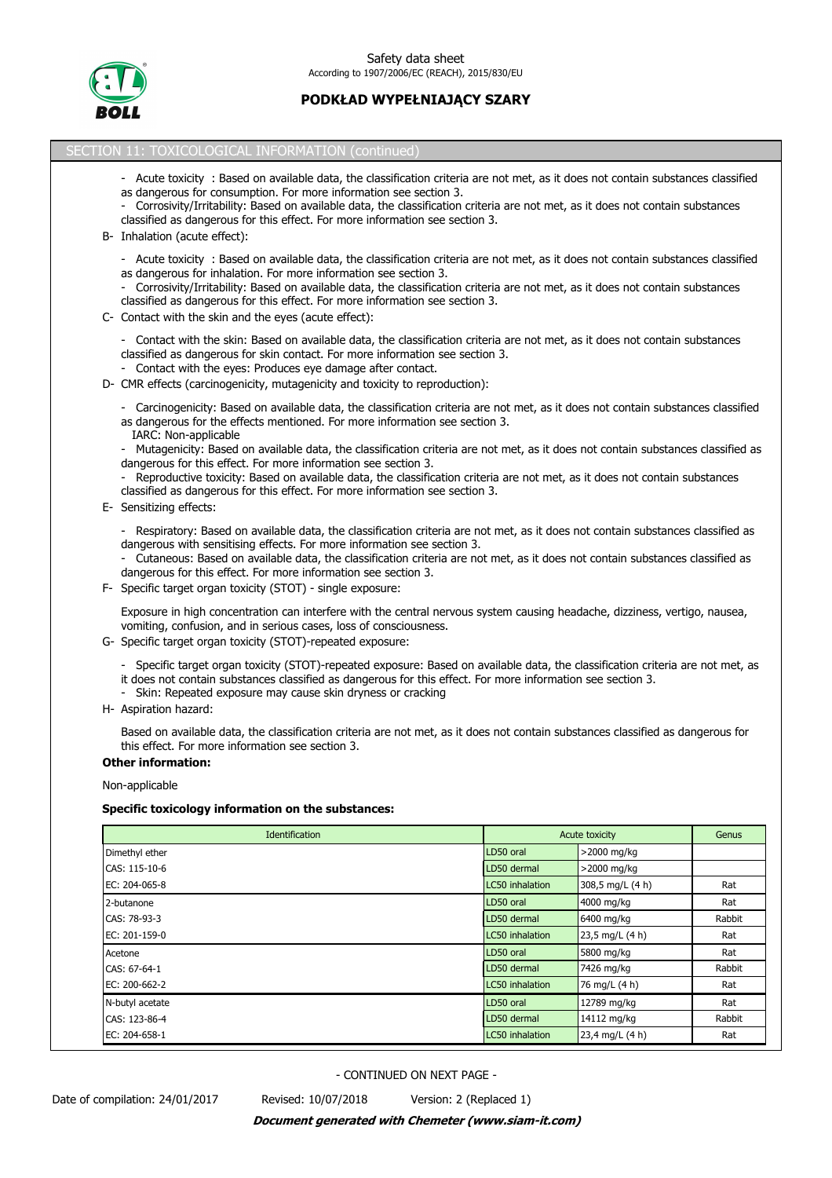## SECTION 11: TOXICOLOGICAL INFORMATION (continued)

- Acute toxicity : Based on available data, the classification criteria are not met, as it does not contain substances classified as dangerous for consumption. For more information see section 3.
- Corrosivity/Irritability: Based on available data, the classification criteria are not met, as it does not contain substances classified as dangerous for this effect. For more information see section 3.

B- Inhalation (acute effect):

- Acute toxicity : Based on available data, the classification criteria are not met, as it does not contain substances classified as dangerous for inhalation. For more information see section 3.
- Corrosivity/Irritability: Based on available data, the classification criteria are not met, as it does not contain substances classified as dangerous for this effect. For more information see section 3.

C- Contact with the skin and the eyes (acute effect):

- Contact with the skin: Based on available data, the classification criteria are not met, as it does not contain substances classified as dangerous for skin contact. For more information see section 3.
- Contact with the eyes: Produces eye damage after contact.

D- CMR effects (carcinogenicity, mutagenicity and toxicity to reproduction):

- Carcinogenicity: Based on available data, the classification criteria are not met, as it does not contain substances classified as dangerous for the effects mentioned. For more information see section 3.
  IARC: Non-applicable
- Mutagenicity: Based on available data, the classification criteria are not met, as it does not contain substances classified as dangerous for this effect. For more information see section 3.
- Reproductive toxicity: Based on available data, the classification criteria are not met, as it does not contain substances classified as dangerous for this effect. For more information see section 3.

E- Sensitizing effects:

- Respiratory: Based on available data, the classification criteria are not met, as it does not contain substances classified as dangerous with sensitising effects. For more information see section 3.
- Cutaneous: Based on available data, the classification criteria are not met, as it does not contain substances classified as dangerous for this effect. For more information see section 3.

F- Specific target organ toxicity (STOT) - single exposure:

Exposure in high concentration can interfere with the central nervous system causing headache, dizziness, vertigo, nausea, vomiting, confusion, and in serious cases, loss of consciousness.

G- Specific target organ toxicity (STOT)-repeated exposure:

- Specific target organ toxicity (STOT)-repeated exposure: Based on available data, the classification criteria are not met, as it does not contain substances classified as dangerous for this effect. For more information see section 3.
- Skin: Repeated exposure may cause skin dryness or cracking

H- Aspiration hazard:

Based on available data, the classification criteria are not met, as it does not contain substances classified as dangerous for this effect. For more information see section 3.

**Other information:**

Non-applicable

**Specific toxicology information on the substances:**

| Identification | Acute toxicity | | Genus |
|---|---|---|---|
| Dimethyl ether | LD50 oral | >2000 mg/kg | |
| CAS: 115-10-6 | LD50 dermal | >2000 mg/kg | |
| EC: 204-065-8 | LC50 inhalation | 308,5 mg/L (4 h) | Rat |
| 2-butanone | LD50 oral | 4000 mg/kg | Rat |
| CAS: 78-93-3 | LD50 dermal | 6400 mg/kg | Rabbit |
| EC: 201-159-0 | LC50 inhalation | 23,5 mg/L (4 h) | Rat |
| Acetone | LD50 oral | 5800 mg/kg | Rat |
| CAS: 67-64-1 | LD50 dermal | 7426 mg/kg | Rabbit |
| EC: 200-662-2 | LC50 inhalation | 76 mg/L (4 h) | Rat |
| N-butyl acetate | LD50 oral | 12789 mg/kg | Rat |
| CAS: 123-86-4 | LD50 dermal | 14112 mg/kg | Rabbit |
| EC: 204-658-1 | LC50 inhalation | 23,4 mg/L (4 h) | Rat |

- CONTINUED ON NEXT PAGE -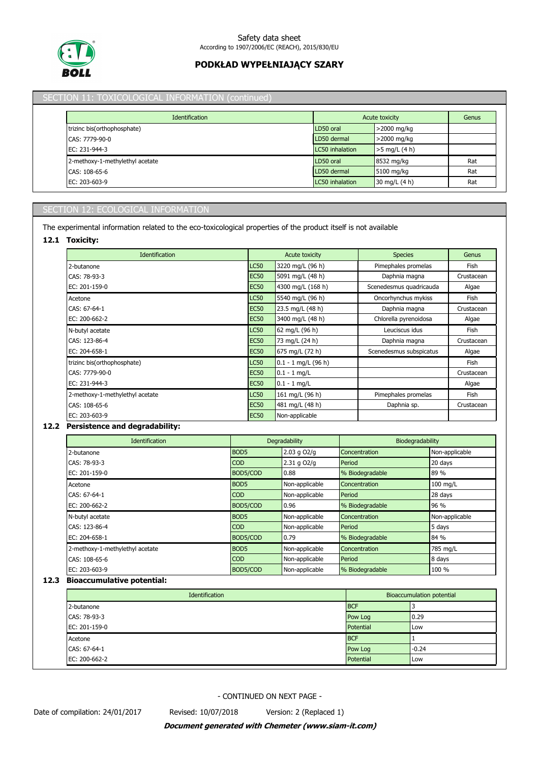## SECTION 11: TOXICOLOGICAL INFORMATION (continued)

| Identification | Acute toxicity | | Genus |
|---|---|---|---|
| trizinc bis(orthophosphate) | LD50 oral | >2000 mg/kg | |
| CAS: 7779-90-0 | LD50 dermal | >2000 mg/kg | |
| EC: 231-944-3 | LC50 inhalation | >5 mg/L (4 h) | |
| 2-methoxy-1-methylethyl acetate | LD50 oral | 8532 mg/kg | Rat |
| CAS: 108-65-6 | LD50 dermal | 5100 mg/kg | Rat |
| EC: 203-603-9 | LC50 inhalation | 30 mg/L (4 h) | Rat |

## SECTION 12: ECOLOGICAL INFORMATION

The experimental information related to the eco-toxicological properties of the product itself is not available

### 12.1 Toxicity:

| Identification | Acute toxicity | | Species | Genus |
|---|---|---|---|---|
| 2-butanone | LC50 | 3220 mg/L (96 h) | Pimephales promelas | Fish |
| CAS: 78-93-3 | EC50 | 5091 mg/L (48 h) | Daphnia magna | Crustacean |
| EC: 201-159-0 | EC50 | 4300 mg/L (168 h) | Scenedesmus quadricauda | Algae |
| Acetone | LC50 | 5540 mg/L (96 h) | Oncorhynchus mykiss | Fish |
| CAS: 67-64-1 | EC50 | 23.5 mg/L (48 h) | Daphnia magna | Crustacean |
| EC: 200-662-2 | EC50 | 3400 mg/L (48 h) | Chlorella pyrenoidosa | Algae |
| N-butyl acetate | LC50 | 62 mg/L (96 h) | Leuciscus idus | Fish |
| CAS: 123-86-4 | EC50 | 73 mg/L (24 h) | Daphnia magna | Crustacean |
| EC: 204-658-1 | EC50 | 675 mg/L (72 h) | Scenedesmus subspicatus | Algae |
| trizinc bis(orthophosphate) | LC50 | 0.1 - 1 mg/L (96 h) | | Fish |
| CAS: 7779-90-0 | EC50 | 0.1 - 1 mg/L | | Crustacean |
| EC: 231-944-3 | EC50 | 0.1 - 1 mg/L | | Algae |
| 2-methoxy-1-methylethyl acetate | LC50 | 161 mg/L (96 h) | Pimephales promelas | Fish |
| CAS: 108-65-6 | EC50 | 481 mg/L (48 h) | Daphnia sp. | Crustacean |
| EC: 203-603-9 | EC50 | Non-applicable | | |

### 12.2 Persistence and degradability:

| Identification | Degradability | | Biodegradability | |
|---|---|---|---|---|
| 2-butanone | BOD5 | 2.03 g O2/g | Concentration | Non-applicable |
| CAS: 78-93-3 | COD | 2.31 g O2/g | Period | 20 days |
| EC: 201-159-0 | BOD5/COD | 0.88 | % Biodegradable | 89 % |
| Acetone | BOD5 | Non-applicable | Concentration | 100 mg/L |
| CAS: 67-64-1 | COD | Non-applicable | Period | 28 days |
| EC: 200-662-2 | BOD5/COD | 0.96 | % Biodegradable | 96 % |
| N-butyl acetate | BOD5 | Non-applicable | Concentration | Non-applicable |
| CAS: 123-86-4 | COD | Non-applicable | Period | 5 days |
| EC: 204-658-1 | BOD5/COD | 0.79 | % Biodegradable | 84 % |
| 2-methoxy-1-methylethyl acetate | BOD5 | Non-applicable | Concentration | 785 mg/L |
| CAS: 108-65-6 | COD | Non-applicable | Period | 8 days |
| EC: 203-603-9 | BOD5/COD | Non-applicable | % Biodegradable | 100 % |

### 12.3 Bioaccumulative potential:

| Identification | Bioaccumulation potential | |
|---|---|---|
| 2-butanone | BCF | 3 |
| CAS: 78-93-3 | Pow Log | 0.29 |
| EC: 201-159-0 | Potential | Low |
| Acetone | BCF | 1 |
| CAS: 67-64-1 | Pow Log | -0.24 |
| EC: 200-662-2 | Potential | Low |

- CONTINUED ON NEXT PAGE -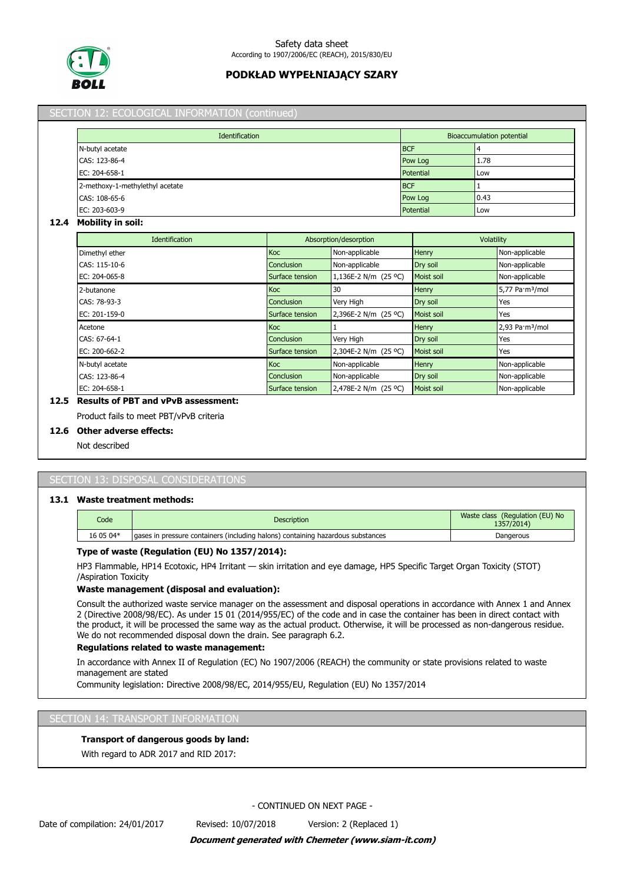## SECTION 12: ECOLOGICAL INFORMATION (continued)

| Identification | Bioaccumulation potential | |
|---|---|---|
| N-butyl acetate | BCF | 4 |
| CAS: 123-86-4 | Pow Log | 1.78 |
| EC: 204-658-1 | Potential | Low |
| 2-methoxy-1-methylethyl acetate | BCF | 1 |
| CAS: 108-65-6 | Pow Log | 0.43 |
| EC: 203-603-9 | Potential | Low |

### 12.4 Mobility in soil:

| Identification | Absorption/desorption | | Volatility | |
|---|---|---|---|---|
| Dimethyl ether | Koc | Non-applicable | Henry | Non-applicable |
| CAS: 115-10-6 | Conclusion | Non-applicable | Dry soil | Non-applicable |
| EC: 204-065-8 | Surface tension | 1,136E-2 N/m (25 ºC) | Moist soil | Non-applicable |
| 2-butanone | Koc | 30 | Henry | 5,77 Pa·m³/mol |
| CAS: 78-93-3 | Conclusion | Very High | Dry soil | Yes |
| EC: 201-159-0 | Surface tension | 2,396E-2 N/m (25 ºC) | Moist soil | Yes |
| Acetone | Koc | 1 | Henry | 2,93 Pa·m³/mol |
| CAS: 67-64-1 | Conclusion | Very High | Dry soil | Yes |
| EC: 200-662-2 | Surface tension | 2,304E-2 N/m (25 ºC) | Moist soil | Yes |
| N-butyl acetate | Koc | Non-applicable | Henry | Non-applicable |
| CAS: 123-86-4 | Conclusion | Non-applicable | Dry soil | Non-applicable |
| EC: 204-658-1 | Surface tension | 2,478E-2 N/m (25 ºC) | Moist soil | Non-applicable |

### 12.5 Results of PBT and vPvB assessment:

Product fails to meet PBT/vPvB criteria

### 12.6 Other adverse effects:

Not described

## SECTION 13: DISPOSAL CONSIDERATIONS

### 13.1 Waste treatment methods:

| Code | Description | Waste class (Regulation (EU) No 1357/2014) |
|---|---|---|
| 16 05 04* | gases in pressure containers (including halons) containing hazardous substances | Dangerous |

**Type of waste (Regulation (EU) No 1357/2014):**

HP3 Flammable, HP14 Ecotoxic, HP4 Irritant — skin irritation and eye damage, HP5 Specific Target Organ Toxicity (STOT) /Aspiration Toxicity

**Waste management (disposal and evaluation):**

Consult the authorized waste service manager on the assessment and disposal operations in accordance with Annex 1 and Annex 2 (Directive 2008/98/EC). As under 15 01 (2014/955/EC) of the code and in case the container has been in direct contact with the product, it will be processed the same way as the actual product. Otherwise, it will be processed as non-dangerous residue. We do not recommended disposal down the drain. See paragraph 6.2.

**Regulations related to waste management:**

In accordance with Annex II of Regulation (EC) No 1907/2006 (REACH) the community or state provisions related to waste management are stated

Community legislation: Directive 2008/98/EC, 2014/955/EU, Regulation (EU) No 1357/2014

## SECTION 14: TRANSPORT INFORMATION

**Transport of dangerous goods by land:**

With regard to ADR 2017 and RID 2017: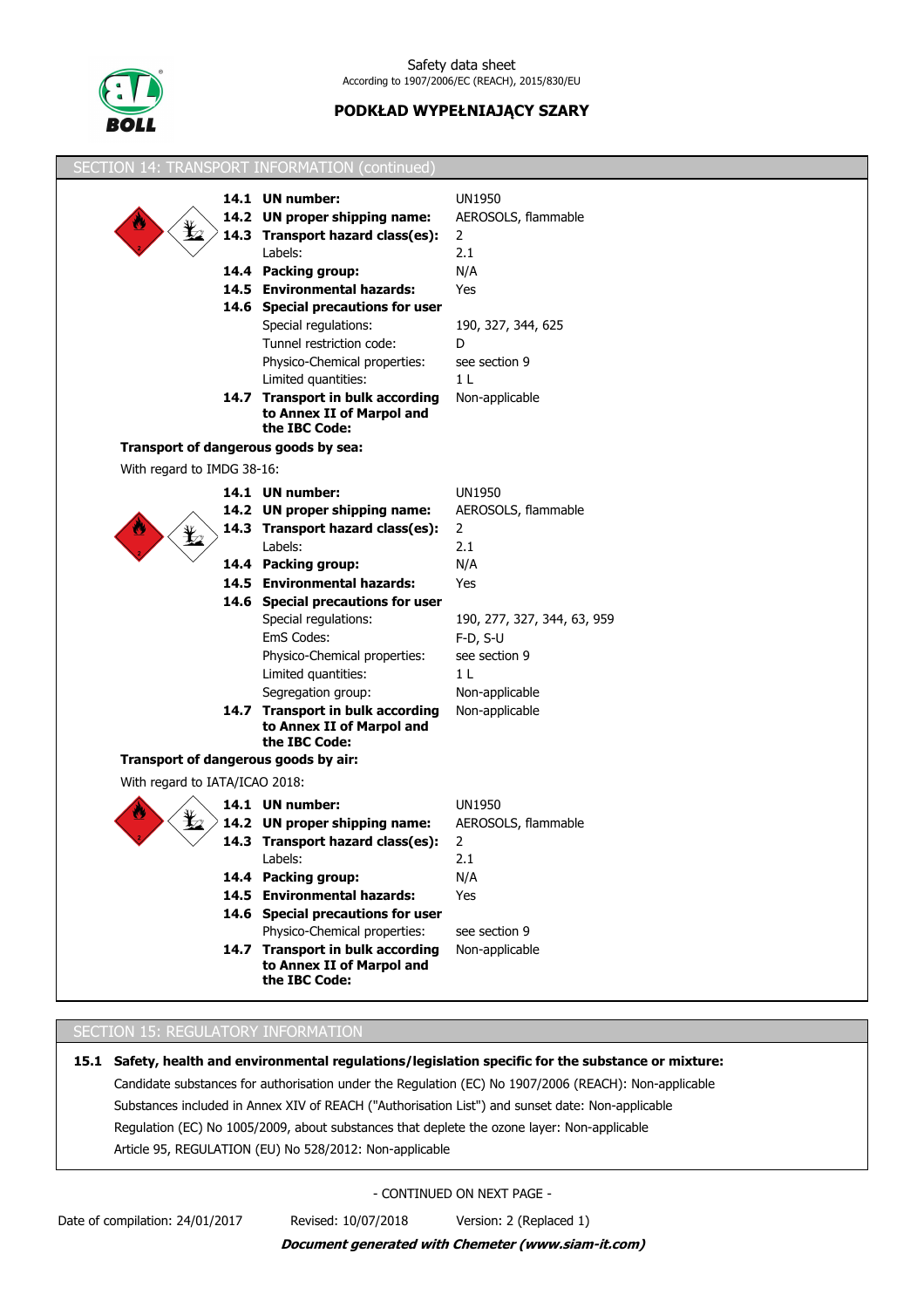## SECTION 14: TRANSPORT INFORMATION (continued)

| | |
|---|---|
| **14.1 UN number:** | UN1950 |
| **14.2 UN proper shipping name:** | AEROSOLS, flammable |
| **14.3 Transport hazard class(es):** | 2 |
| Labels: | 2.1 |
| **14.4 Packing group:** | N/A |
| **14.5 Environmental hazards:** | Yes |
| **14.6 Special precautions for user** | |
| Special regulations: | 190, 327, 344, 625 |
| Tunnel restriction code: | D |
| Physico-Chemical properties: | see section 9 |
| Limited quantities: | 1 L |
| **14.7 Transport in bulk according to Annex II of Marpol and the IBC Code:** | Non-applicable |

**Transport of dangerous goods by sea:**

With regard to IMDG 38-16:

| | |
|---|---|
| **14.1 UN number:** | UN1950 |
| **14.2 UN proper shipping name:** | AEROSOLS, flammable |
| **14.3 Transport hazard class(es):** | 2 |
| Labels: | 2.1 |
| **14.4 Packing group:** | N/A |
| **14.5 Environmental hazards:** | Yes |
| **14.6 Special precautions for user** | |
| Special regulations: | 190, 277, 327, 344, 63, 959 |
| EmS Codes: | F-D, S-U |
| Physico-Chemical properties: | see section 9 |
| Limited quantities: | 1 L |
| Segregation group: | Non-applicable |
| **14.7 Transport in bulk according to Annex II of Marpol and the IBC Code:** | Non-applicable |

**Transport of dangerous goods by air:**

With regard to IATA/ICAO 2018:

| | |
|---|---|
| **14.1 UN number:** | UN1950 |
| **14.2 UN proper shipping name:** | AEROSOLS, flammable |
| **14.3 Transport hazard class(es):** | 2 |
| Labels: | 2.1 |
| **14.4 Packing group:** | N/A |
| **14.5 Environmental hazards:** | Yes |
| **14.6 Special precautions for user** | |
| Physico-Chemical properties: | see section 9 |
| **14.7 Transport in bulk according to Annex II of Marpol and the IBC Code:** | Non-applicable |

## SECTION 15: REGULATORY INFORMATION

**15.1 Safety, health and environmental regulations/legislation specific for the substance or mixture:**

Candidate substances for authorisation under the Regulation (EC) No 1907/2006 (REACH): Non-applicable

Substances included in Annex XIV of REACH ("Authorisation List") and sunset date: Non-applicable

Regulation (EC) No 1005/2009, about substances that deplete the ozone layer: Non-applicable

Article 95, REGULATION (EU) No 528/2012: Non-applicable

- CONTINUED ON NEXT PAGE -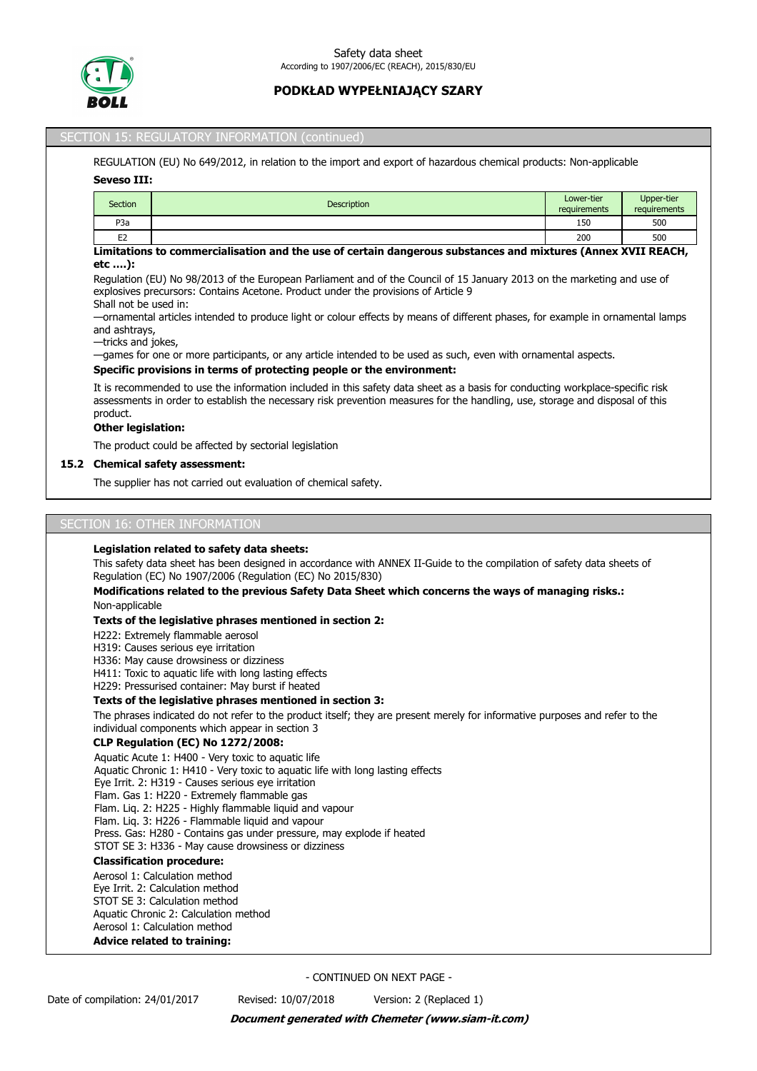## SECTION 15: REGULATORY INFORMATION (continued)

REGULATION (EU) No 649/2012, in relation to the import and export of hazardous chemical products: Non-applicable

**Seveso III:**

| Section | Description | Lower-tier requirements | Upper-tier requirements |
|---|---|---|---|
| P3a | | 150 | 500 |
| E2 | | 200 | 500 |

**Limitations to commercialisation and the use of certain dangerous substances and mixtures (Annex XVII REACH, etc ….):**

Regulation (EU) No 98/2013 of the European Parliament and of the Council of 15 January 2013 on the marketing and use of explosives precursors: Contains Acetone. Product under the provisions of Article 9

Shall not be used in:

—ornamental articles intended to produce light or colour effects by means of different phases, for example in ornamental lamps and ashtrays,

—tricks and jokes,

—games for one or more participants, or any article intended to be used as such, even with ornamental aspects.

**Specific provisions in terms of protecting people or the environment:**

It is recommended to use the information included in this safety data sheet as a basis for conducting workplace-specific risk assessments in order to establish the necessary risk prevention measures for the handling, use, storage and disposal of this product.

**Other legislation:**

The product could be affected by sectorial legislation

**15.2 Chemical safety assessment:**

The supplier has not carried out evaluation of chemical safety.

## SECTION 16: OTHER INFORMATION

**Legislation related to safety data sheets:**

This safety data sheet has been designed in accordance with ANNEX II-Guide to the compilation of safety data sheets of Regulation (EC) No 1907/2006 (Regulation (EC) No 2015/830)

**Modifications related to the previous Safety Data Sheet which concerns the ways of managing risks.:**

Non-applicable

**Texts of the legislative phrases mentioned in section 2:**

H222: Extremely flammable aerosol
H319: Causes serious eye irritation
H336: May cause drowsiness or dizziness
H411: Toxic to aquatic life with long lasting effects
H229: Pressurised container: May burst if heated

**Texts of the legislative phrases mentioned in section 3:**

The phrases indicated do not refer to the product itself; they are present merely for informative purposes and refer to the individual components which appear in section 3

**CLP Regulation (EC) No 1272/2008:**

Aquatic Acute 1: H400 - Very toxic to aquatic life
Aquatic Chronic 1: H410 - Very toxic to aquatic life with long lasting effects
Eye Irrit. 2: H319 - Causes serious eye irritation
Flam. Gas 1: H220 - Extremely flammable gas
Flam. Liq. 2: H225 - Highly flammable liquid and vapour
Flam. Liq. 3: H226 - Flammable liquid and vapour
Press. Gas: H280 - Contains gas under pressure, may explode if heated
STOT SE 3: H336 - May cause drowsiness or dizziness

**Classification procedure:**

Aerosol 1: Calculation method
Eye Irrit. 2: Calculation method
STOT SE 3: Calculation method
Aquatic Chronic 2: Calculation method
Aerosol 1: Calculation method

**Advice related to training:**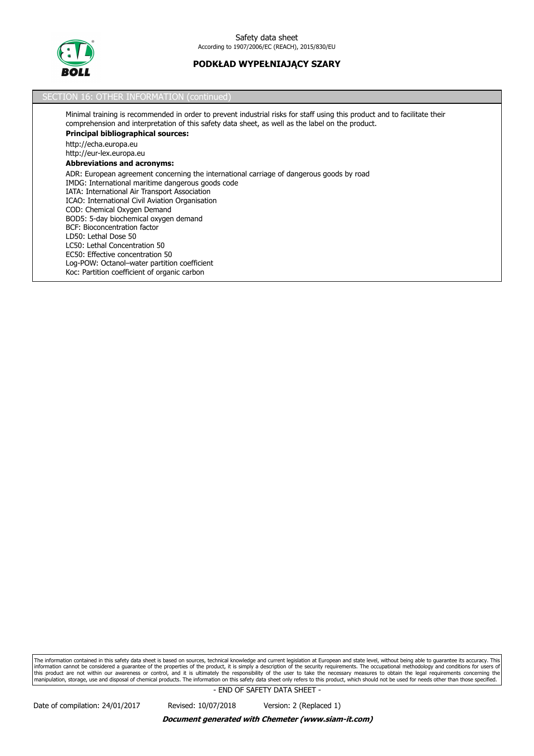## SECTION 16: OTHER INFORMATION (continued)

Minimal training is recommended in order to prevent industrial risks for staff using this product and to facilitate their comprehension and interpretation of this safety data sheet, as well as the label on the product.

**Principal bibliographical sources:**

http://echa.europa.eu
http://eur-lex.europa.eu

**Abbreviations and acronyms:**

ADR: European agreement concerning the international carriage of dangerous goods by road
IMDG: International maritime dangerous goods code
IATA: International Air Transport Association
ICAO: International Civil Aviation Organisation
COD: Chemical Oxygen Demand
BOD5: 5-day biochemical oxygen demand
BCF: Bioconcentration factor
LD50: Lethal Dose 50
LC50: Lethal Concentration 50
EC50: Effective concentration 50
Log-POW: Octanol–water partition coefficient
Koc: Partition coefficient of organic carbon

The information contained in this safety data sheet is based on sources, technical knowledge and current legislation at European and state level, without being able to guarantee its accuracy. This information cannot be considered a guarantee of the properties of the product, it is simply a description of the security requirements. The occupational methodology and conditions for users of this product are not within our awareness or control, and it is ultimately the responsibility of the user to take the necessary measures to obtain the legal requirements concerning the manipulation, storage, use and disposal of chemical products. The information on this safety data sheet only refers to this product, which should not be used for needs other than those specified.

- END OF SAFETY DATA SHEET -